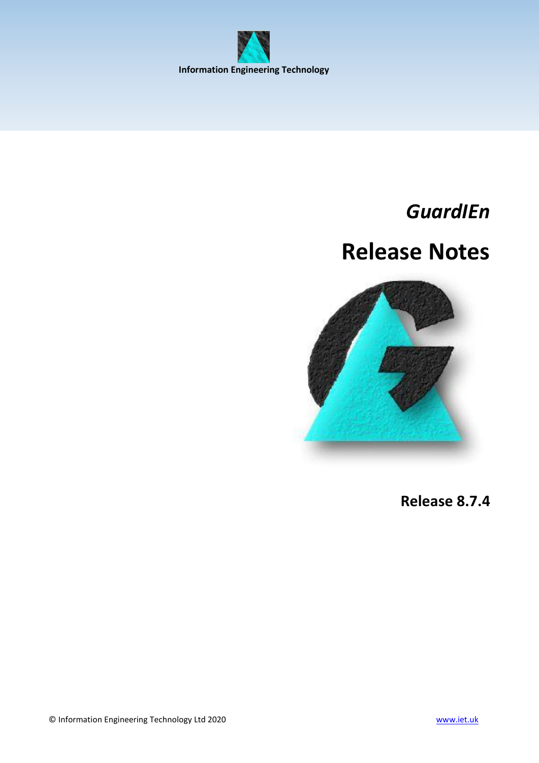**Information Engineering Technology**

# *GuardIEn*

# Release Notes

**Release 8.7.4**

© Information Engineering Technology Ltd 2020

www.iet.uk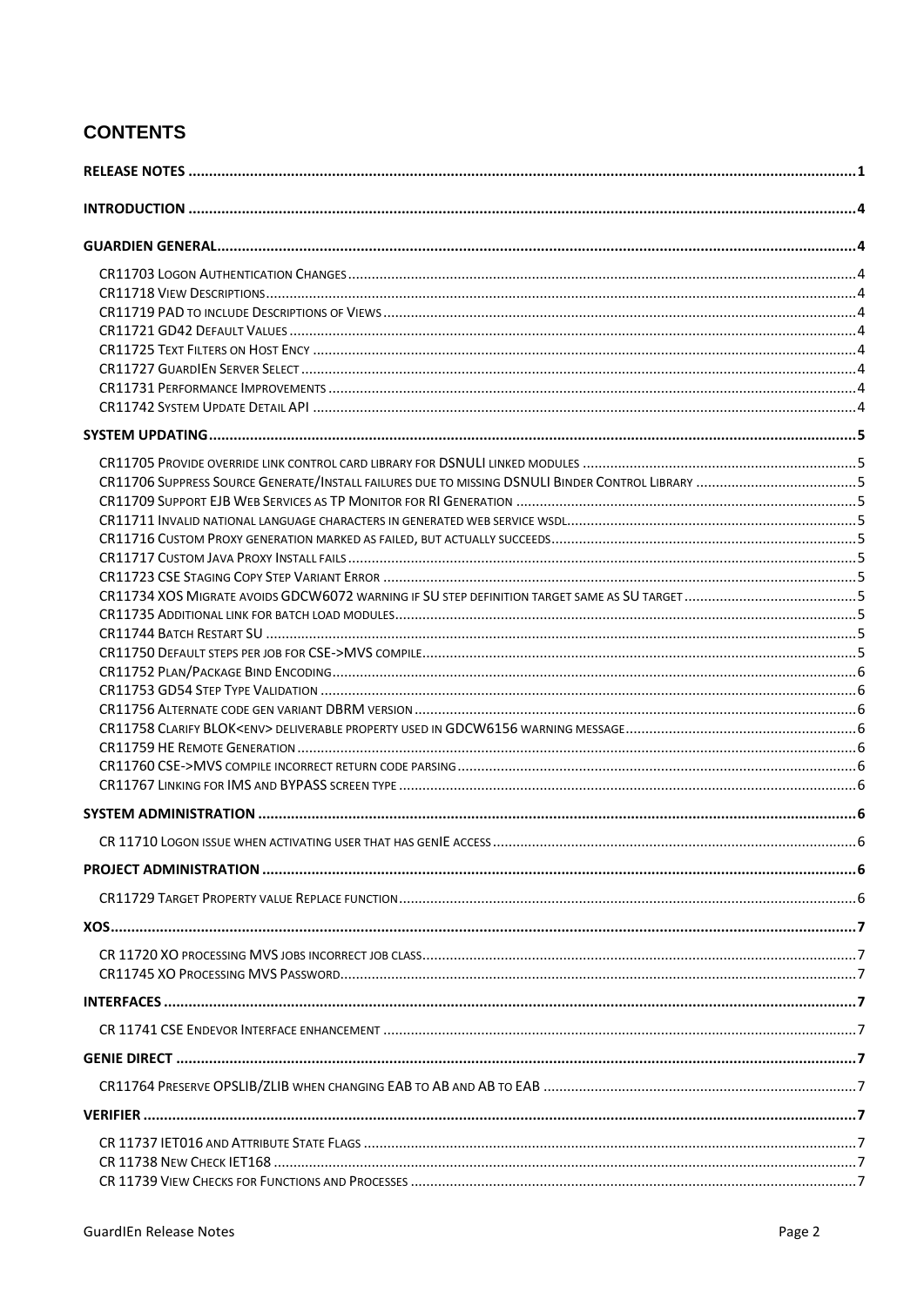# CONTENTS

**RELEASE NOTES** ..... 1

**INTRODUCTION** ..... 4

**GUARDIEN GENERAL** ..... 4

- CR11703 Logon Authentication Changes ..... 4
- CR11718 View Descriptions ..... 4
- CR11719 PAD to include Descriptions of Views ..... 4
- CR11721 GD42 Default Values ..... 4
- CR11725 Text Filters on Host Ency ..... 4
- CR11727 GuardIEn Server Select ..... 4
- CR11731 Performance Improvements ..... 4
- CR11742 System Update Detail API ..... 4

**SYSTEM UPDATING** ..... 5

- CR11705 Provide override link control card library for DSNULI linked modules ..... 5
- CR11706 Suppress Source Generate/Install failures due to missing DSNULI Binder Control Library ..... 5
- CR11709 Support EJB Web Services as TP Monitor for RI Generation ..... 5
- CR11711 Invalid national language characters in generated web service wsdl ..... 5
- CR11716 Custom Proxy generation marked as failed, but actually succeeds ..... 5
- CR11717 Custom Java Proxy Install fails ..... 5
- CR11723 CSE Staging Copy Step Variant Error ..... 5
- CR11734 XOS Migrate avoids GDCW6072 warning if SU step definition target same as SU target ..... 5
- CR11735 Additional link for batch load modules ..... 5
- CR11744 Batch Restart SU ..... 5
- CR11750 Default steps per job for CSE->MVS compile ..... 5
- CR11752 Plan/Package Bind Encoding ..... 6
- CR11753 GD54 Step Type Validation ..... 6
- CR11756 Alternate code gen variant DBRM version ..... 6
- CR11758 Clarify BLOK<env> deliverable property used in GDCW6156 warning message ..... 6
- CR11759 HE Remote Generation ..... 6
- CR11760 CSE->MVS compile incorrect return code parsing ..... 6
- CR11767 Linking for IMS and BYPASS screen type ..... 6

**SYSTEM ADMINISTRATION** ..... 6

- CR 11710 Logon issue when activating user that has genIE access ..... 6

**PROJECT ADMINISTRATION** ..... 6

- CR11729 Target Property value Replace function ..... 6

**XOS** ..... 7

- CR 11720 XO processing MVS jobs incorrect job class ..... 7
- CR11745 XO Processing MVS Password ..... 7

**INTERFACES** ..... 7

- CR 11741 CSE Endevor Interface enhancement ..... 7

**GENIE DIRECT** ..... 7

- CR11764 Preserve OPSLIB/ZLIB when changing EAB to AB and AB to EAB ..... 7

**VERIFIER** ..... 7

- CR 11737 IET016 and Attribute State Flags ..... 7
- CR 11738 New Check IET168 ..... 7
- CR 11739 View Checks for Functions and Processes ..... 7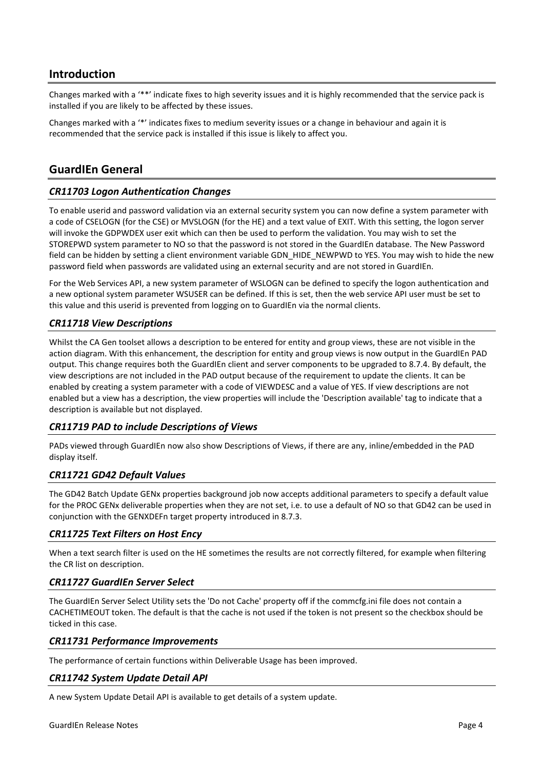## Introduction

Changes marked with a '**' indicate fixes to high severity issues and it is highly recommended that the service pack is installed if you are likely to be affected by these issues.

Changes marked with a '*' indicates fixes to medium severity issues or a change in behaviour and again it is recommended that the service pack is installed if this issue is likely to affect you.

## GuardIEn General

### *CR11703 Logon Authentication Changes*

To enable userid and password validation via an external security system you can now define a system parameter with a code of CSELOGN (for the CSE) or MVSLOGN (for the HE) and a text value of EXIT. With this setting, the logon server will invoke the GDPWDEX user exit which can then be used to perform the validation. You may wish to set the STOREPWD system parameter to NO so that the password is not stored in the GuardIEn database. The New Password field can be hidden by setting a client environment variable GDN_HIDE_NEWPWD to YES. You may wish to hide the new password field when passwords are validated using an external security and are not stored in GuardIEn.

For the Web Services API, a new system parameter of WSLOGN can be defined to specify the logon authentication and a new optional system parameter WSUSER can be defined. If this is set, then the web service API user must be set to this value and this userid is prevented from logging on to GuardIEn via the normal clients.

### *CR11718 View Descriptions*

Whilst the CA Gen toolset allows a description to be entered for entity and group views, these are not visible in the action diagram. With this enhancement, the description for entity and group views is now output in the GuardIEn PAD output. This change requires both the GuardIEn client and server components to be upgraded to 8.7.4. By default, the view descriptions are not included in the PAD output because of the requirement to update the clients. It can be enabled by creating a system parameter with a code of VIEWDESC and a value of YES. If view descriptions are not enabled but a view has a description, the view properties will include the 'Description available' tag to indicate that a description is available but not displayed.

### *CR11719 PAD to include Descriptions of Views*

PADs viewed through GuardIEn now also show Descriptions of Views, if there are any, inline/embedded in the PAD display itself.

### *CR11721 GD42 Default Values*

The GD42 Batch Update GENx properties background job now accepts additional parameters to specify a default value for the PROC GENx deliverable properties when they are not set, i.e. to use a default of NO so that GD42 can be used in conjunction with the GENXDEFn target property introduced in 8.7.3.

### *CR11725 Text Filters on Host Ency*

When a text search filter is used on the HE sometimes the results are not correctly filtered, for example when filtering the CR list on description.

### *CR11727 GuardIEn Server Select*

The GuardIEn Server Select Utility sets the 'Do not Cache' property off if the commcfg.ini file does not contain a CACHETIMEOUT token. The default is that the cache is not used if the token is not present so the checkbox should be ticked in this case.

### *CR11731 Performance Improvements*

The performance of certain functions within Deliverable Usage has been improved.

### *CR11742 System Update Detail API*

A new System Update Detail API is available to get details of a system update.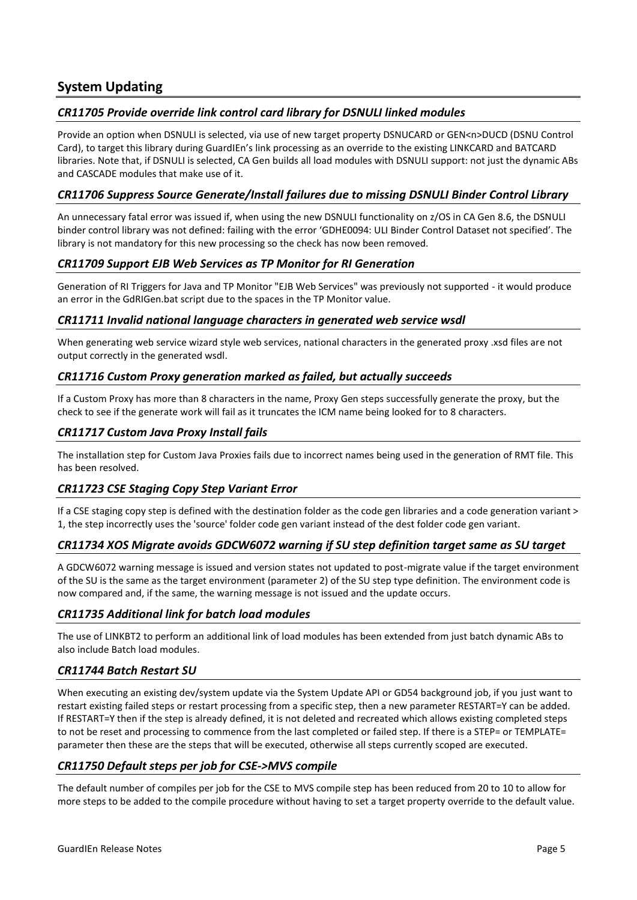## System Updating

### *CR11705 Provide override link control card library for DSNULI linked modules*

Provide an option when DSNULI is selected, via use of new target property DSNUCARD or GEN<n>DUCD (DSNU Control Card), to target this library during GuardIEn's link processing as an override to the existing LINKCARD and BATCARD libraries. Note that, if DSNULI is selected, CA Gen builds all load modules with DSNULI support: not just the dynamic ABs and CASCADE modules that make use of it.

### *CR11706 Suppress Source Generate/Install failures due to missing DSNULI Binder Control Library*

An unnecessary fatal error was issued if, when using the new DSNULI functionality on z/OS in CA Gen 8.6, the DSNULI binder control library was not defined: failing with the error 'GDHE0094: ULI Binder Control Dataset not specified'. The library is not mandatory for this new processing so the check has now been removed.

### *CR11709 Support EJB Web Services as TP Monitor for RI Generation*

Generation of RI Triggers for Java and TP Monitor "EJB Web Services" was previously not supported - it would produce an error in the GdRIGen.bat script due to the spaces in the TP Monitor value.

### *CR11711 Invalid national language characters in generated web service wsdl*

When generating web service wizard style web services, national characters in the generated proxy .xsd files are not output correctly in the generated wsdl.

### *CR11716 Custom Proxy generation marked as failed, but actually succeeds*

If a Custom Proxy has more than 8 characters in the name, Proxy Gen steps successfully generate the proxy, but the check to see if the generate work will fail as it truncates the ICM name being looked for to 8 characters.

### *CR11717 Custom Java Proxy Install fails*

The installation step for Custom Java Proxies fails due to incorrect names being used in the generation of RMT file. This has been resolved.

### *CR11723 CSE Staging Copy Step Variant Error*

If a CSE staging copy step is defined with the destination folder as the code gen libraries and a code generation variant > 1, the step incorrectly uses the 'source' folder code gen variant instead of the dest folder code gen variant.

### *CR11734 XOS Migrate avoids GDCW6072 warning if SU step definition target same as SU target*

A GDCW6072 warning message is issued and version states not updated to post-migrate value if the target environment of the SU is the same as the target environment (parameter 2) of the SU step type definition. The environment code is now compared and, if the same, the warning message is not issued and the update occurs.

### *CR11735 Additional link for batch load modules*

The use of LINKBT2 to perform an additional link of load modules has been extended from just batch dynamic ABs to also include Batch load modules.

### *CR11744 Batch Restart SU*

When executing an existing dev/system update via the System Update API or GD54 background job, if you just want to restart existing failed steps or restart processing from a specific step, then a new parameter RESTART=Y can be added. If RESTART=Y then if the step is already defined, it is not deleted and recreated which allows existing completed steps to not be reset and processing to commence from the last completed or failed step. If there is a STEP= or TEMPLATE= parameter then these are the steps that will be executed, otherwise all steps currently scoped are executed.

### *CR11750 Default steps per job for CSE->MVS compile*

The default number of compiles per job for the CSE to MVS compile step has been reduced from 20 to 10 to allow for more steps to be added to the compile procedure without having to set a target property override to the default value.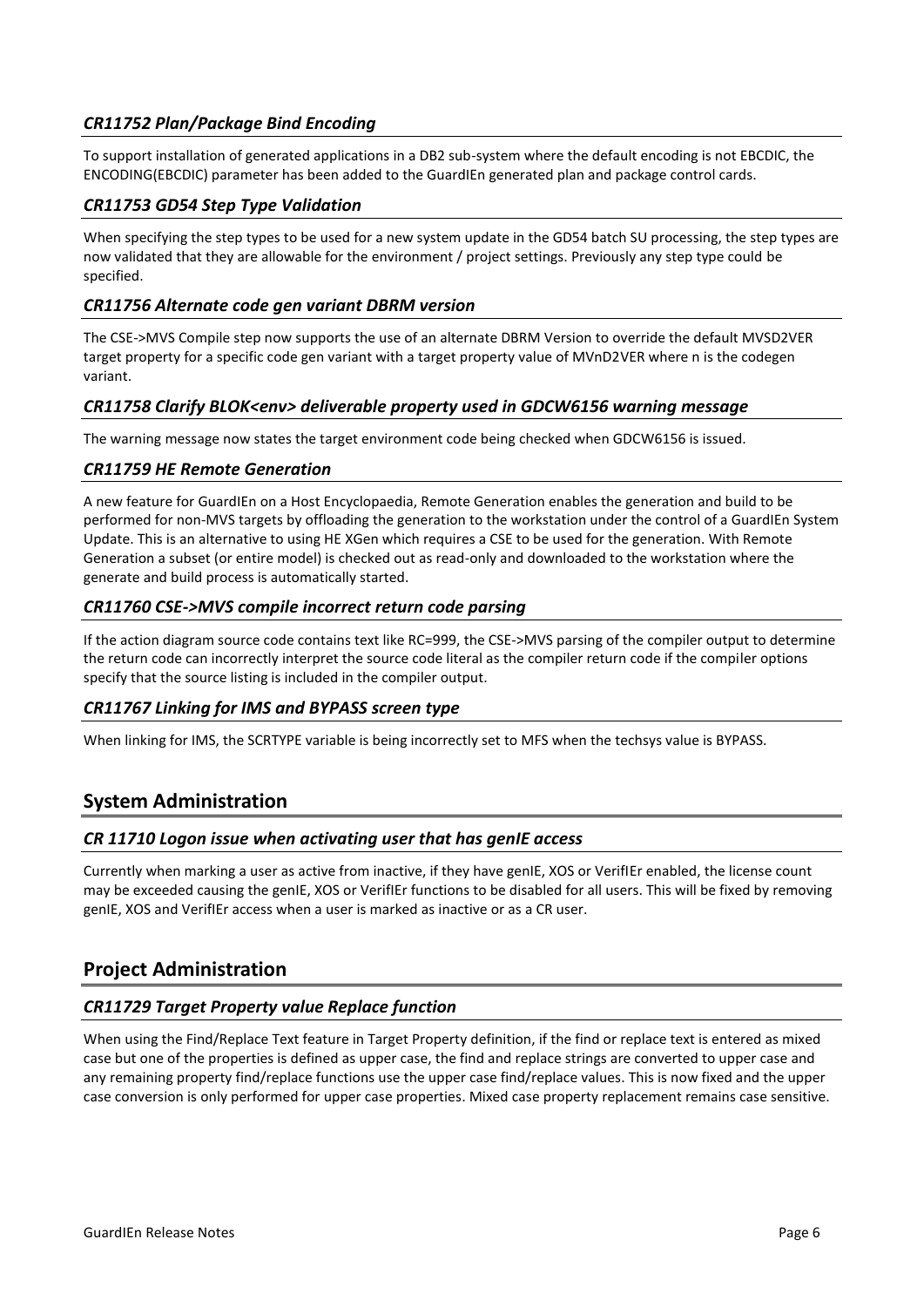### *CR11752 Plan/Package Bind Encoding*

To support installation of generated applications in a DB2 sub-system where the default encoding is not EBCDIC, the ENCODING(EBCDIC) parameter has been added to the GuardIEn generated plan and package control cards.

### *CR11753 GD54 Step Type Validation*

When specifying the step types to be used for a new system update in the GD54 batch SU processing, the step types are now validated that they are allowable for the environment / project settings. Previously any step type could be specified.

### *CR11756 Alternate code gen variant DBRM version*

The CSE->MVS Compile step now supports the use of an alternate DBRM Version to override the default MVSD2VER target property for a specific code gen variant with a target property value of MVnD2VER where n is the codegen variant.

### *CR11758 Clarify BLOK<env> deliverable property used in GDCW6156 warning message*

The warning message now states the target environment code being checked when GDCW6156 is issued.

### *CR11759 HE Remote Generation*

A new feature for GuardIEn on a Host Encyclopaedia, Remote Generation enables the generation and build to be performed for non-MVS targets by offloading the generation to the workstation under the control of a GuardIEn System Update. This is an alternative to using HE XGen which requires a CSE to be used for the generation. With Remote Generation a subset (or entire model) is checked out as read-only and downloaded to the workstation where the generate and build process is automatically started.

### *CR11760 CSE->MVS compile incorrect return code parsing*

If the action diagram source code contains text like RC=999, the CSE->MVS parsing of the compiler output to determine the return code can incorrectly interpret the source code literal as the compiler return code if the compiler options specify that the source listing is included in the compiler output.

### *CR11767 Linking for IMS and BYPASS screen type*

When linking for IMS, the SCRTYPE variable is being incorrectly set to MFS when the techsys value is BYPASS.

## System Administration

### *CR 11710 Logon issue when activating user that has genIE access*

Currently when marking a user as active from inactive, if they have genIE, XOS or VerifIEr enabled, the license count may be exceeded causing the genIE, XOS or VerifIEr functions to be disabled for all users. This will be fixed by removing genIE, XOS and VerifIEr access when a user is marked as inactive or as a CR user.

## Project Administration

### *CR11729 Target Property value Replace function*

When using the Find/Replace Text feature in Target Property definition, if the find or replace text is entered as mixed case but one of the properties is defined as upper case, the find and replace strings are converted to upper case and any remaining property find/replace functions use the upper case find/replace values. This is now fixed and the upper case conversion is only performed for upper case properties. Mixed case property replacement remains case sensitive.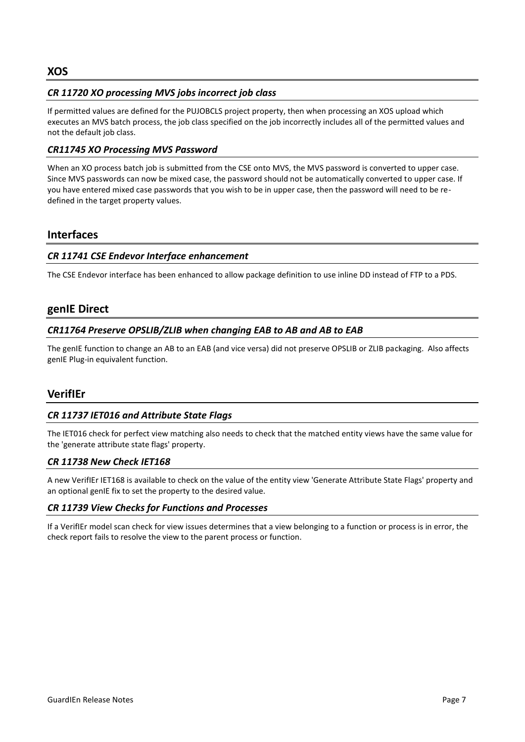## XOS

### *CR 11720 XO processing MVS jobs incorrect job class*

If permitted values are defined for the PUJOBCLS project property, then when processing an XOS upload which executes an MVS batch process, the job class specified on the job incorrectly includes all of the permitted values and not the default job class.

### *CR11745 XO Processing MVS Password*

When an XO process batch job is submitted from the CSE onto MVS, the MVS password is converted to upper case. Since MVS passwords can now be mixed case, the password should not be automatically converted to upper case. If you have entered mixed case passwords that you wish to be in upper case, then the password will need to be re-defined in the target property values.

## Interfaces

### *CR 11741 CSE Endevor Interface enhancement*

The CSE Endevor interface has been enhanced to allow package definition to use inline DD instead of FTP to a PDS.

## genIE Direct

### *CR11764 Preserve OPSLIB/ZLIB when changing EAB to AB and AB to EAB*

The genIE function to change an AB to an EAB (and vice versa) did not preserve OPSLIB or ZLIB packaging. Also affects genIE Plug-in equivalent function.

## VerifIEr

### *CR 11737 IET016 and Attribute State Flags*

The IET016 check for perfect view matching also needs to check that the matched entity views have the same value for the 'generate attribute state flags' property.

### *CR 11738 New Check IET168*

A new VerifIEr IET168 is available to check on the value of the entity view 'Generate Attribute State Flags' property and an optional genIE fix to set the property to the desired value.

### *CR 11739 View Checks for Functions and Processes*

If a VerifIEr model scan check for view issues determines that a view belonging to a function or process is in error, the check report fails to resolve the view to the parent process or function.